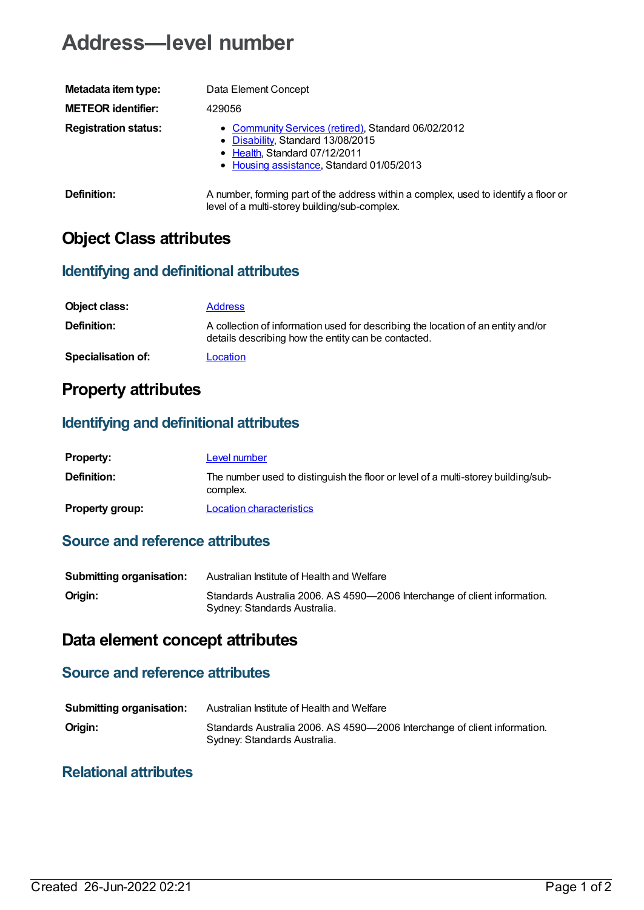# Address—level number

| | |
|---|---|
| **Metadata item type:** | Data Element Concept |
| **METEOR identifier:** | 429056 |
| **Registration status:** | • Community Services (retired), Standard 06/02/2012<br>• Disability, Standard 13/08/2015<br>• Health, Standard 07/12/2011<br>• Housing assistance, Standard 01/05/2013 |
| **Definition:** | A number, forming part of the address within a complex, used to identify a floor or level of a multi-storey building/sub-complex. |

## Object Class attributes

### Identifying and definitional attributes

| | |
|---|---|
| **Object class:** | Address |
| **Definition:** | A collection of information used for describing the location of an entity and/or details describing how the entity can be contacted. |
| **Specialisation of:** | Location |

## Property attributes

### Identifying and definitional attributes

| | |
|---|---|
| **Property:** | Level number |
| **Definition:** | The number used to distinguish the floor or level of a multi-storey building/sub-complex. |
| **Property group:** | Location characteristics |

### Source and reference attributes

| | |
|---|---|
| **Submitting organisation:** | Australian Institute of Health and Welfare |
| **Origin:** | Standards Australia 2006. AS 4590—2006 Interchange of client information. Sydney: Standards Australia. |

## Data element concept attributes

### Source and reference attributes

| | |
|---|---|
| **Submitting organisation:** | Australian Institute of Health and Welfare |
| **Origin:** | Standards Australia 2006. AS 4590—2006 Interchange of client information. Sydney: Standards Australia. |

### Relational attributes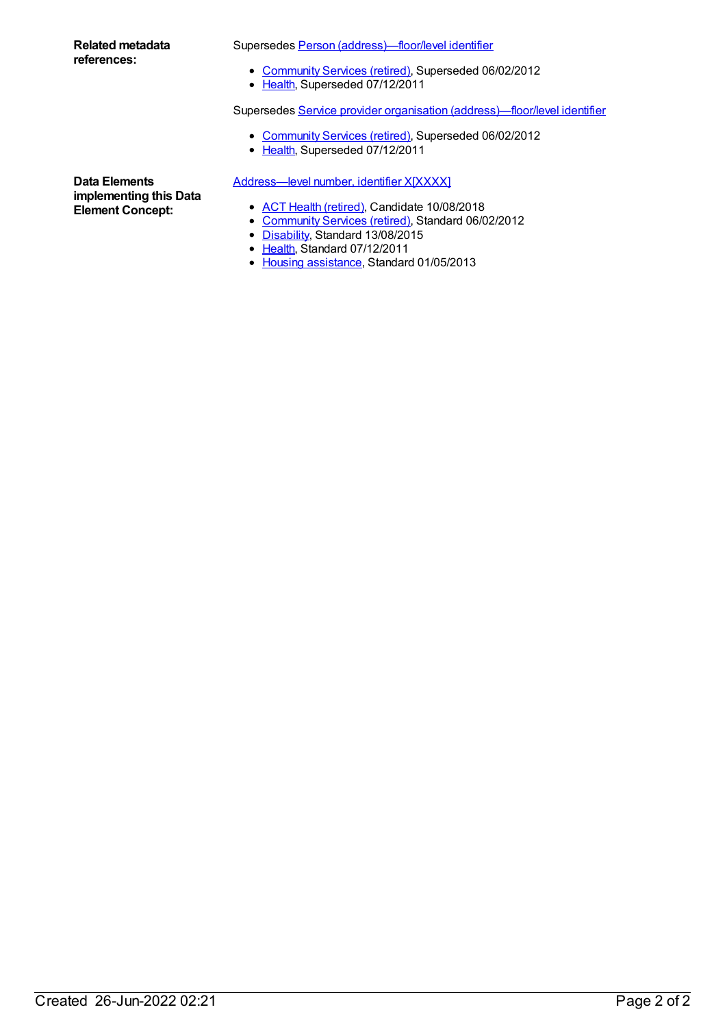**Related metadata references:**

Supersedes Person (address)—floor/level identifier

- Community Services (retired), Superseded 06/02/2012
- Health, Superseded 07/12/2011

Supersedes Service provider organisation (address)—floor/level identifier

- Community Services (retired), Superseded 06/02/2012
- Health, Superseded 07/12/2011

**Data Elements implementing this Data Element Concept:**

Address—level number, identifier X[XXXX]

- ACT Health (retired), Candidate 10/08/2018
- Community Services (retired), Standard 06/02/2012
- Disability, Standard 13/08/2015
- Health, Standard 07/12/2011
- Housing assistance, Standard 01/05/2013